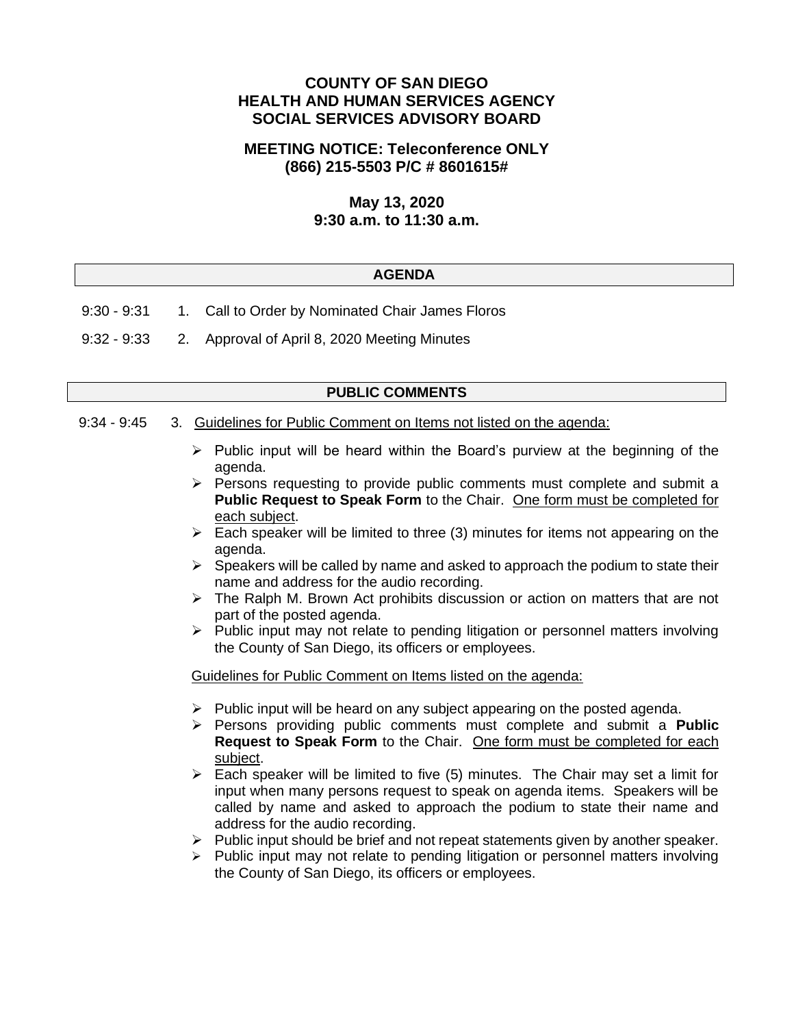# COUNTY OF SAN DIEGO
# HEALTH AND HUMAN SERVICES AGENCY
# SOCIAL SERVICES ADVISORY BOARD

## MEETING NOTICE: Teleconference ONLY
## (866) 215-5503 P/C # 8601615#

## May 13, 2020
## 9:30 a.m. to 11:30 a.m.

## AGENDA

9:30 - 9:31 1. Call to Order by Nominated Chair James Floros

9:32 - 9:33 2. Approval of April 8, 2020 Meeting Minutes

## PUBLIC COMMENTS

9:34 - 9:45 3. Guidelines for Public Comment on Items not listed on the agenda:

- Public input will be heard within the Board's purview at the beginning of the agenda.
- Persons requesting to provide public comments must complete and submit a **Public Request to Speak Form** to the Chair. One form must be completed for each subject.
- Each speaker will be limited to three (3) minutes for items not appearing on the agenda.
- Speakers will be called by name and asked to approach the podium to state their name and address for the audio recording.
- The Ralph M. Brown Act prohibits discussion or action on matters that are not part of the posted agenda.
- Public input may not relate to pending litigation or personnel matters involving the County of San Diego, its officers or employees.

Guidelines for Public Comment on Items listed on the agenda:

- Public input will be heard on any subject appearing on the posted agenda.
- Persons providing public comments must complete and submit a **Public Request to Speak Form** to the Chair. One form must be completed for each subject.
- Each speaker will be limited to five (5) minutes. The Chair may set a limit for input when many persons request to speak on agenda items. Speakers will be called by name and asked to approach the podium to state their name and address for the audio recording.
- Public input should be brief and not repeat statements given by another speaker.
- Public input may not relate to pending litigation or personnel matters involving the County of San Diego, its officers or employees.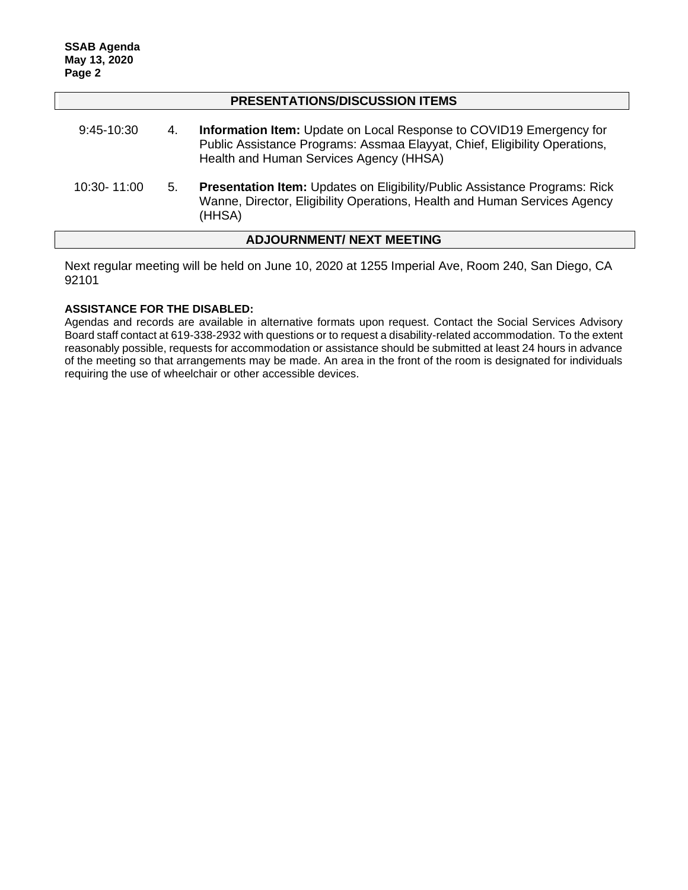## PRESENTATIONS/DISCUSSION ITEMS

| | | |
|---|---|---|
| 9:45-10:30 | 4. | **Information Item:** Update on Local Response to COVID19 Emergency for Public Assistance Programs: Assmaa Elayyat, Chief, Eligibility Operations, Health and Human Services Agency (HHSA) |
| 10:30- 11:00 | 5. | **Presentation Item:** Updates on Eligibility/Public Assistance Programs: Rick Wanne, Director, Eligibility Operations, Health and Human Services Agency (HHSA) |

## ADJOURNMENT/ NEXT MEETING

Next regular meeting will be held on June 10, 2020 at 1255 Imperial Ave, Room 240, San Diego, CA 92101

**ASSISTANCE FOR THE DISABLED:**

Agendas and records are available in alternative formats upon request. Contact the Social Services Advisory Board staff contact at 619-338-2932 with questions or to request a disability-related accommodation. To the extent reasonably possible, requests for accommodation or assistance should be submitted at least 24 hours in advance of the meeting so that arrangements may be made. An area in the front of the room is designated for individuals requiring the use of wheelchair or other accessible devices.